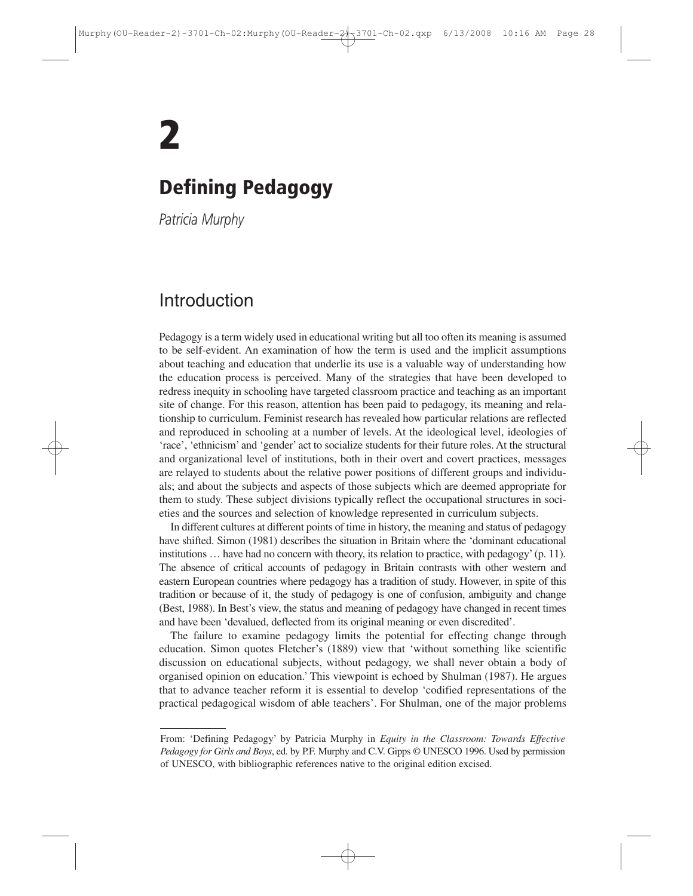# 2

# Defining Pedagogy

*Patricia Murphy*

## Introduction

Pedagogy is a term widely used in educational writing but all too often its meaning is assumed to be self-evident. An examination of how the term is used and the implicit assumptions about teaching and education that underlie its use is a valuable way of understanding how the education process is perceived. Many of the strategies that have been developed to redress inequity in schooling have targeted classroom practice and teaching as an important site of change. For this reason, attention has been paid to pedagogy, its meaning and relationship to curriculum. Feminist research has revealed how particular relations are reflected and reproduced in schooling at a number of levels. At the ideological level, ideologies of 'race', 'ethnicism' and 'gender' act to socialize students for their future roles. At the structural and organizational level of institutions, both in their overt and covert practices, messages are relayed to students about the relative power positions of different groups and individuals; and about the subjects and aspects of those subjects which are deemed appropriate for them to study. These subject divisions typically reflect the occupational structures in societies and the sources and selection of knowledge represented in curriculum subjects.

In different cultures at different points of time in history, the meaning and status of pedagogy have shifted. Simon (1981) describes the situation in Britain where the 'dominant educational institutions … have had no concern with theory, its relation to practice, with pedagogy' (p. 11). The absence of critical accounts of pedagogy in Britain contrasts with other western and eastern European countries where pedagogy has a tradition of study. However, in spite of this tradition or because of it, the study of pedagogy is one of confusion, ambiguity and change (Best, 1988). In Best's view, the status and meaning of pedagogy have changed in recent times and have been 'devalued, deflected from its original meaning or even discredited'.

The failure to examine pedagogy limits the potential for effecting change through education. Simon quotes Fletcher's (1889) view that 'without something like scientific discussion on educational subjects, without pedagogy, we shall never obtain a body of organised opinion on education.' This viewpoint is echoed by Shulman (1987). He argues that to advance teacher reform it is essential to develop 'codified representations of the practical pedagogical wisdom of able teachers'. For Shulman, one of the major problems

From: 'Defining Pedagogy' by Patricia Murphy in *Equity in the Classroom: Towards Effective Pedagogy for Girls and Boys*, ed. by P.F. Murphy and C.V. Gipps © UNESCO 1996. Used by permission of UNESCO, with bibliographic references native to the original edition excised.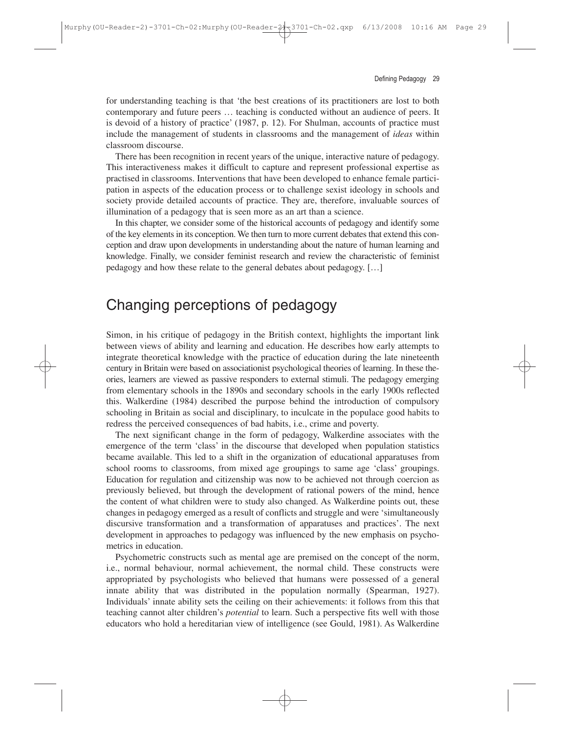for understanding teaching is that 'the best creations of its practitioners are lost to both contemporary and future peers … teaching is conducted without an audience of peers. It is devoid of a history of practice' (1987, p. 12). For Shulman, accounts of practice must include the management of students in classrooms and the management of *ideas* within classroom discourse.

There has been recognition in recent years of the unique, interactive nature of pedagogy. This interactiveness makes it difficult to capture and represent professional expertise as practised in classrooms. Interventions that have been developed to enhance female participation in aspects of the education process or to challenge sexist ideology in schools and society provide detailed accounts of practice. They are, therefore, invaluable sources of illumination of a pedagogy that is seen more as an art than a science.

In this chapter, we consider some of the historical accounts of pedagogy and identify some of the key elements in its conception. We then turn to more current debates that extend this conception and draw upon developments in understanding about the nature of human learning and knowledge. Finally, we consider feminist research and review the characteristic of feminist pedagogy and how these relate to the general debates about pedagogy. […]

## Changing perceptions of pedagogy

Simon, in his critique of pedagogy in the British context, highlights the important link between views of ability and learning and education. He describes how early attempts to integrate theoretical knowledge with the practice of education during the late nineteenth century in Britain were based on associationist psychological theories of learning. In these theories, learners are viewed as passive responders to external stimuli. The pedagogy emerging from elementary schools in the 1890s and secondary schools in the early 1900s reflected this. Walkerdine (1984) described the purpose behind the introduction of compulsory schooling in Britain as social and disciplinary, to inculcate in the populace good habits to redress the perceived consequences of bad habits, i.e., crime and poverty.

The next significant change in the form of pedagogy, Walkerdine associates with the emergence of the term 'class' in the discourse that developed when population statistics became available. This led to a shift in the organization of educational apparatuses from school rooms to classrooms, from mixed age groupings to same age 'class' groupings. Education for regulation and citizenship was now to be achieved not through coercion as previously believed, but through the development of rational powers of the mind, hence the content of what children were to study also changed. As Walkerdine points out, these changes in pedagogy emerged as a result of conflicts and struggle and were 'simultaneously discursive transformation and a transformation of apparatuses and practices'. The next development in approaches to pedagogy was influenced by the new emphasis on psychometrics in education.

Psychometric constructs such as mental age are premised on the concept of the norm, i.e., normal behaviour, normal achievement, the normal child. These constructs were appropriated by psychologists who believed that humans were possessed of a general innate ability that was distributed in the population normally (Spearman, 1927). Individuals' innate ability sets the ceiling on their achievements: it follows from this that teaching cannot alter children's *potential* to learn. Such a perspective fits well with those educators who hold a hereditarian view of intelligence (see Gould, 1981). As Walkerdine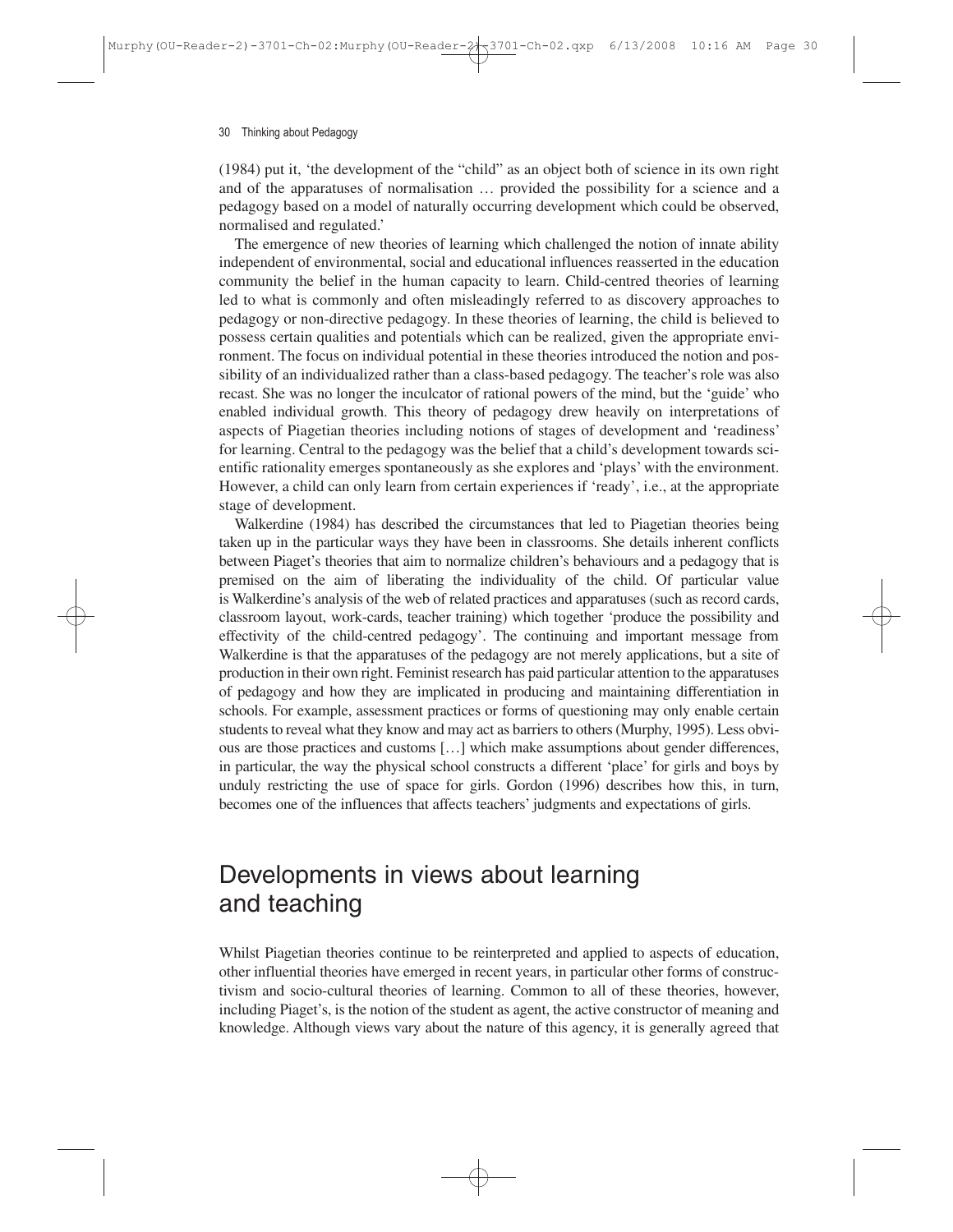(1984) put it, 'the development of the "child" as an object both of science in its own right and of the apparatuses of normalisation … provided the possibility for a science and a pedagogy based on a model of naturally occurring development which could be observed, normalised and regulated.'

The emergence of new theories of learning which challenged the notion of innate ability independent of environmental, social and educational influences reasserted in the education community the belief in the human capacity to learn. Child-centred theories of learning led to what is commonly and often misleadingly referred to as discovery approaches to pedagogy or non-directive pedagogy. In these theories of learning, the child is believed to possess certain qualities and potentials which can be realized, given the appropriate environment. The focus on individual potential in these theories introduced the notion and possibility of an individualized rather than a class-based pedagogy. The teacher's role was also recast. She was no longer the inculcator of rational powers of the mind, but the 'guide' who enabled individual growth. This theory of pedagogy drew heavily on interpretations of aspects of Piagetian theories including notions of stages of development and 'readiness' for learning. Central to the pedagogy was the belief that a child's development towards scientific rationality emerges spontaneously as she explores and 'plays' with the environment. However, a child can only learn from certain experiences if 'ready', i.e., at the appropriate stage of development.

Walkerdine (1984) has described the circumstances that led to Piagetian theories being taken up in the particular ways they have been in classrooms. She details inherent conflicts between Piaget's theories that aim to normalize children's behaviours and a pedagogy that is premised on the aim of liberating the individuality of the child. Of particular value is Walkerdine's analysis of the web of related practices and apparatuses (such as record cards, classroom layout, work-cards, teacher training) which together 'produce the possibility and effectivity of the child-centred pedagogy'. The continuing and important message from Walkerdine is that the apparatuses of the pedagogy are not merely applications, but a site of production in their own right. Feminist research has paid particular attention to the apparatuses of pedagogy and how they are implicated in producing and maintaining differentiation in schools. For example, assessment practices or forms of questioning may only enable certain students to reveal what they know and may act as barriers to others (Murphy, 1995). Less obvious are those practices and customs […] which make assumptions about gender differences, in particular, the way the physical school constructs a different 'place' for girls and boys by unduly restricting the use of space for girls. Gordon (1996) describes how this, in turn, becomes one of the influences that affects teachers' judgments and expectations of girls.

## Developments in views about learning and teaching

Whilst Piagetian theories continue to be reinterpreted and applied to aspects of education, other influential theories have emerged in recent years, in particular other forms of constructivism and socio-cultural theories of learning. Common to all of these theories, however, including Piaget's, is the notion of the student as agent, the active constructor of meaning and knowledge. Although views vary about the nature of this agency, it is generally agreed that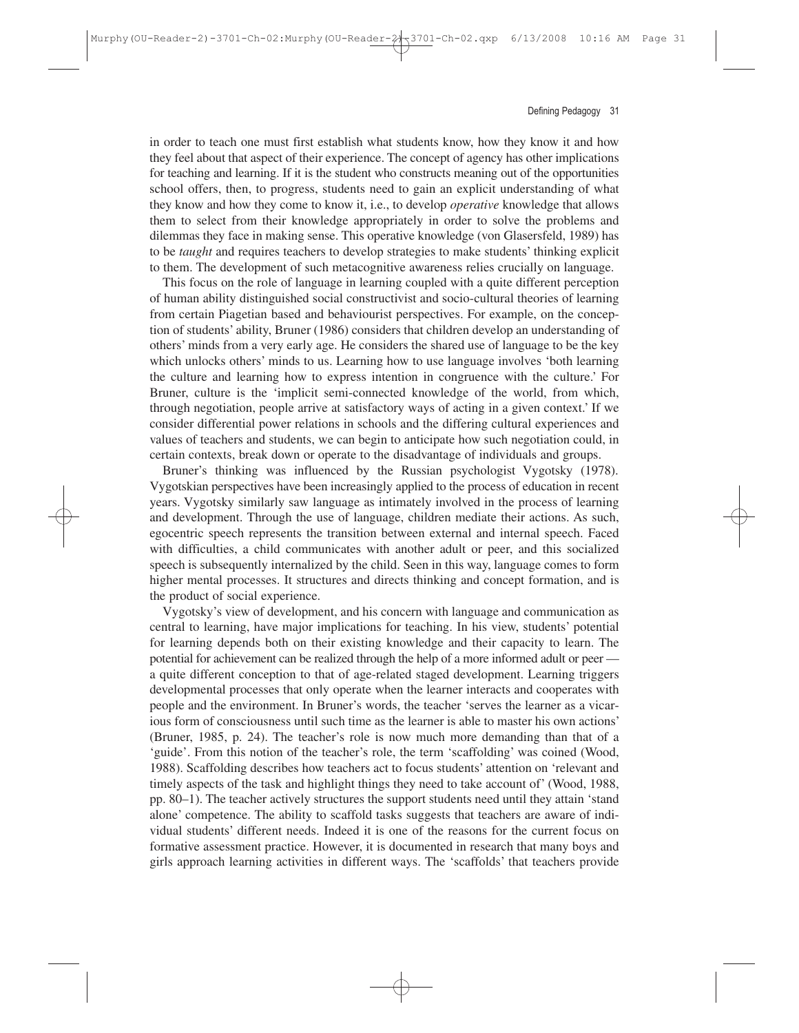in order to teach one must first establish what students know, how they know it and how they feel about that aspect of their experience. The concept of agency has other implications for teaching and learning. If it is the student who constructs meaning out of the opportunities school offers, then, to progress, students need to gain an explicit understanding of what they know and how they come to know it, i.e., to develop *operative* knowledge that allows them to select from their knowledge appropriately in order to solve the problems and dilemmas they face in making sense. This operative knowledge (von Glasersfeld, 1989) has to be *taught* and requires teachers to develop strategies to make students' thinking explicit to them. The development of such metacognitive awareness relies crucially on language.

This focus on the role of language in learning coupled with a quite different perception of human ability distinguished social constructivist and socio-cultural theories of learning from certain Piagetian based and behaviourist perspectives. For example, on the conception of students' ability, Bruner (1986) considers that children develop an understanding of others' minds from a very early age. He considers the shared use of language to be the key which unlocks others' minds to us. Learning how to use language involves 'both learning the culture and learning how to express intention in congruence with the culture.' For Bruner, culture is the 'implicit semi-connected knowledge of the world, from which, through negotiation, people arrive at satisfactory ways of acting in a given context.' If we consider differential power relations in schools and the differing cultural experiences and values of teachers and students, we can begin to anticipate how such negotiation could, in certain contexts, break down or operate to the disadvantage of individuals and groups.

Bruner's thinking was influenced by the Russian psychologist Vygotsky (1978). Vygotskian perspectives have been increasingly applied to the process of education in recent years. Vygotsky similarly saw language as intimately involved in the process of learning and development. Through the use of language, children mediate their actions. As such, egocentric speech represents the transition between external and internal speech. Faced with difficulties, a child communicates with another adult or peer, and this socialized speech is subsequently internalized by the child. Seen in this way, language comes to form higher mental processes. It structures and directs thinking and concept formation, and is the product of social experience.

Vygotsky's view of development, and his concern with language and communication as central to learning, have major implications for teaching. In his view, students' potential for learning depends both on their existing knowledge and their capacity to learn. The potential for achievement can be realized through the help of a more informed adult or peer — a quite different conception to that of age-related staged development. Learning triggers developmental processes that only operate when the learner interacts and cooperates with people and the environment. In Bruner's words, the teacher 'serves the learner as a vicarious form of consciousness until such time as the learner is able to master his own actions' (Bruner, 1985, p. 24). The teacher's role is now much more demanding than that of a 'guide'. From this notion of the teacher's role, the term 'scaffolding' was coined (Wood, 1988). Scaffolding describes how teachers act to focus students' attention on 'relevant and timely aspects of the task and highlight things they need to take account of' (Wood, 1988, pp. 80–1). The teacher actively structures the support students need until they attain 'stand alone' competence. The ability to scaffold tasks suggests that teachers are aware of individual students' different needs. Indeed it is one of the reasons for the current focus on formative assessment practice. However, it is documented in research that many boys and girls approach learning activities in different ways. The 'scaffolds' that teachers provide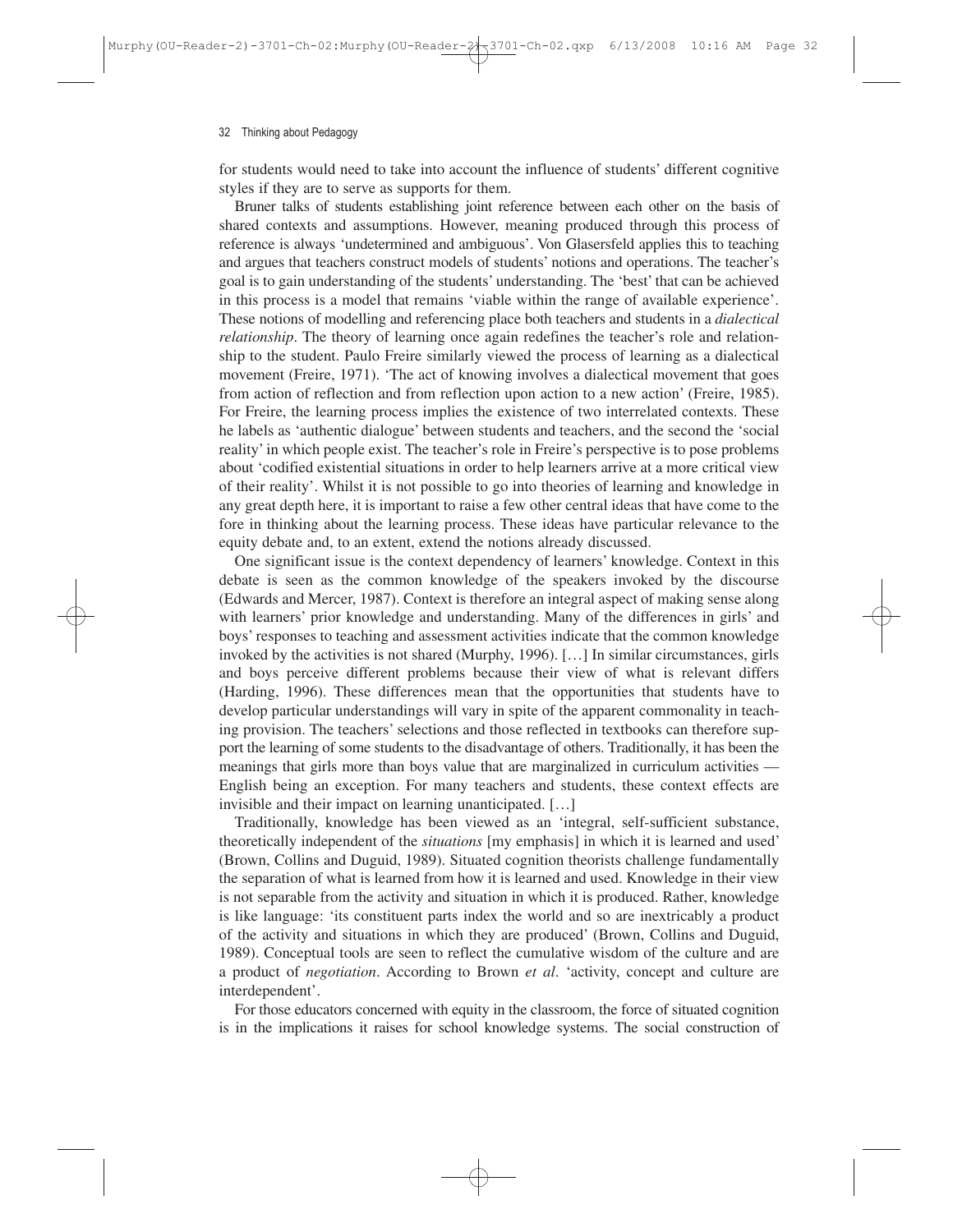for students would need to take into account the influence of students' different cognitive styles if they are to serve as supports for them.

Bruner talks of students establishing joint reference between each other on the basis of shared contexts and assumptions. However, meaning produced through this process of reference is always 'undetermined and ambiguous'. Von Glasersfeld applies this to teaching and argues that teachers construct models of students' notions and operations. The teacher's goal is to gain understanding of the students' understanding. The 'best' that can be achieved in this process is a model that remains 'viable within the range of available experience'. These notions of modelling and referencing place both teachers and students in a *dialectical relationship*. The theory of learning once again redefines the teacher's role and relationship to the student. Paulo Freire similarly viewed the process of learning as a dialectical movement (Freire, 1971). 'The act of knowing involves a dialectical movement that goes from action of reflection and from reflection upon action to a new action' (Freire, 1985). For Freire, the learning process implies the existence of two interrelated contexts. These he labels as 'authentic dialogue' between students and teachers, and the second the 'social reality' in which people exist. The teacher's role in Freire's perspective is to pose problems about 'codified existential situations in order to help learners arrive at a more critical view of their reality'. Whilst it is not possible to go into theories of learning and knowledge in any great depth here, it is important to raise a few other central ideas that have come to the fore in thinking about the learning process. These ideas have particular relevance to the equity debate and, to an extent, extend the notions already discussed.

One significant issue is the context dependency of learners' knowledge. Context in this debate is seen as the common knowledge of the speakers invoked by the discourse (Edwards and Mercer, 1987). Context is therefore an integral aspect of making sense along with learners' prior knowledge and understanding. Many of the differences in girls' and boys' responses to teaching and assessment activities indicate that the common knowledge invoked by the activities is not shared (Murphy, 1996). […] In similar circumstances, girls and boys perceive different problems because their view of what is relevant differs (Harding, 1996). These differences mean that the opportunities that students have to develop particular understandings will vary in spite of the apparent commonality in teaching provision. The teachers' selections and those reflected in textbooks can therefore support the learning of some students to the disadvantage of others. Traditionally, it has been the meanings that girls more than boys value that are marginalized in curriculum activities — English being an exception. For many teachers and students, these context effects are invisible and their impact on learning unanticipated. […]

Traditionally, knowledge has been viewed as an 'integral, self-sufficient substance, theoretically independent of the *situations* [my emphasis] in which it is learned and used' (Brown, Collins and Duguid, 1989). Situated cognition theorists challenge fundamentally the separation of what is learned from how it is learned and used. Knowledge in their view is not separable from the activity and situation in which it is produced. Rather, knowledge is like language: 'its constituent parts index the world and so are inextricably a product of the activity and situations in which they are produced' (Brown, Collins and Duguid, 1989). Conceptual tools are seen to reflect the cumulative wisdom of the culture and are a product of *negotiation*. According to Brown *et al*. 'activity, concept and culture are interdependent'.

For those educators concerned with equity in the classroom, the force of situated cognition is in the implications it raises for school knowledge systems. The social construction of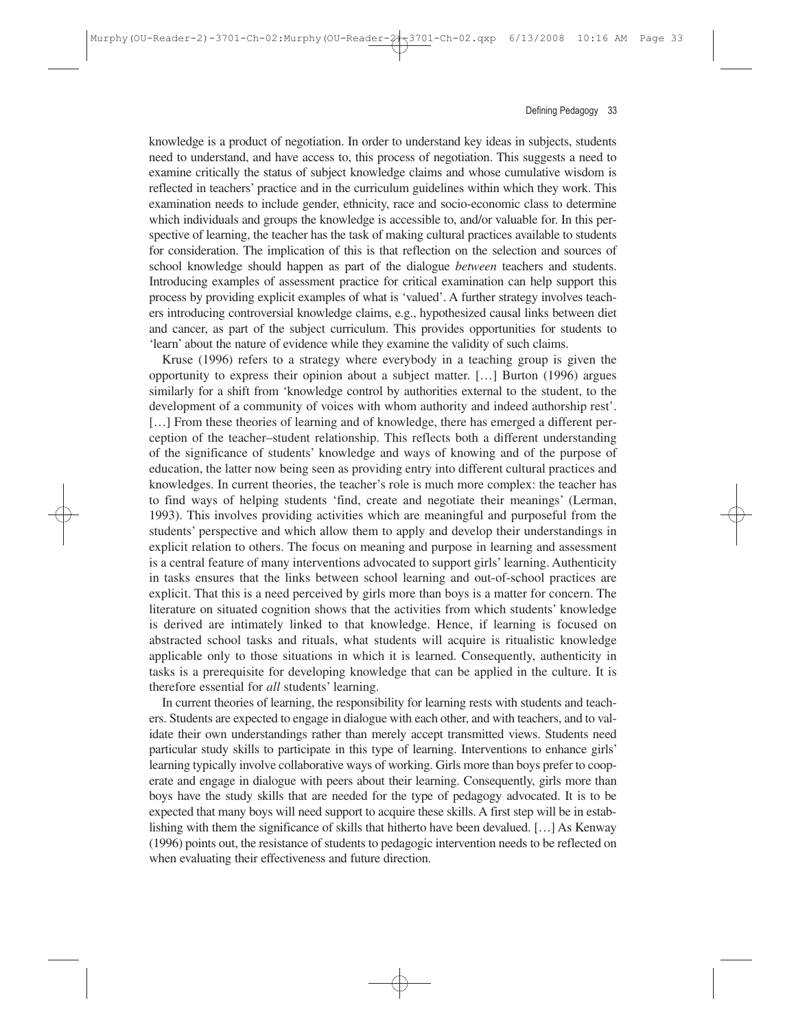knowledge is a product of negotiation. In order to understand key ideas in subjects, students need to understand, and have access to, this process of negotiation. This suggests a need to examine critically the status of subject knowledge claims and whose cumulative wisdom is reflected in teachers' practice and in the curriculum guidelines within which they work. This examination needs to include gender, ethnicity, race and socio-economic class to determine which individuals and groups the knowledge is accessible to, and/or valuable for. In this perspective of learning, the teacher has the task of making cultural practices available to students for consideration. The implication of this is that reflection on the selection and sources of school knowledge should happen as part of the dialogue *between* teachers and students. Introducing examples of assessment practice for critical examination can help support this process by providing explicit examples of what is 'valued'. A further strategy involves teachers introducing controversial knowledge claims, e.g., hypothesized causal links between diet and cancer, as part of the subject curriculum. This provides opportunities for students to 'learn' about the nature of evidence while they examine the validity of such claims.

Kruse (1996) refers to a strategy where everybody in a teaching group is given the opportunity to express their opinion about a subject matter. […] Burton (1996) argues similarly for a shift from 'knowledge control by authorities external to the student, to the development of a community of voices with whom authority and indeed authorship rest'. […] From these theories of learning and of knowledge, there has emerged a different perception of the teacher–student relationship. This reflects both a different understanding of the significance of students' knowledge and ways of knowing and of the purpose of education, the latter now being seen as providing entry into different cultural practices and knowledges. In current theories, the teacher's role is much more complex: the teacher has to find ways of helping students 'find, create and negotiate their meanings' (Lerman, 1993). This involves providing activities which are meaningful and purposeful from the students' perspective and which allow them to apply and develop their understandings in explicit relation to others. The focus on meaning and purpose in learning and assessment is a central feature of many interventions advocated to support girls' learning. Authenticity in tasks ensures that the links between school learning and out-of-school practices are explicit. That this is a need perceived by girls more than boys is a matter for concern. The literature on situated cognition shows that the activities from which students' knowledge is derived are intimately linked to that knowledge. Hence, if learning is focused on abstracted school tasks and rituals, what students will acquire is ritualistic knowledge applicable only to those situations in which it is learned. Consequently, authenticity in tasks is a prerequisite for developing knowledge that can be applied in the culture. It is therefore essential for *all* students' learning.

In current theories of learning, the responsibility for learning rests with students and teachers. Students are expected to engage in dialogue with each other, and with teachers, and to validate their own understandings rather than merely accept transmitted views. Students need particular study skills to participate in this type of learning. Interventions to enhance girls' learning typically involve collaborative ways of working. Girls more than boys prefer to cooperate and engage in dialogue with peers about their learning. Consequently, girls more than boys have the study skills that are needed for the type of pedagogy advocated. It is to be expected that many boys will need support to acquire these skills. A first step will be in establishing with them the significance of skills that hitherto have been devalued. […] As Kenway (1996) points out, the resistance of students to pedagogic intervention needs to be reflected on when evaluating their effectiveness and future direction.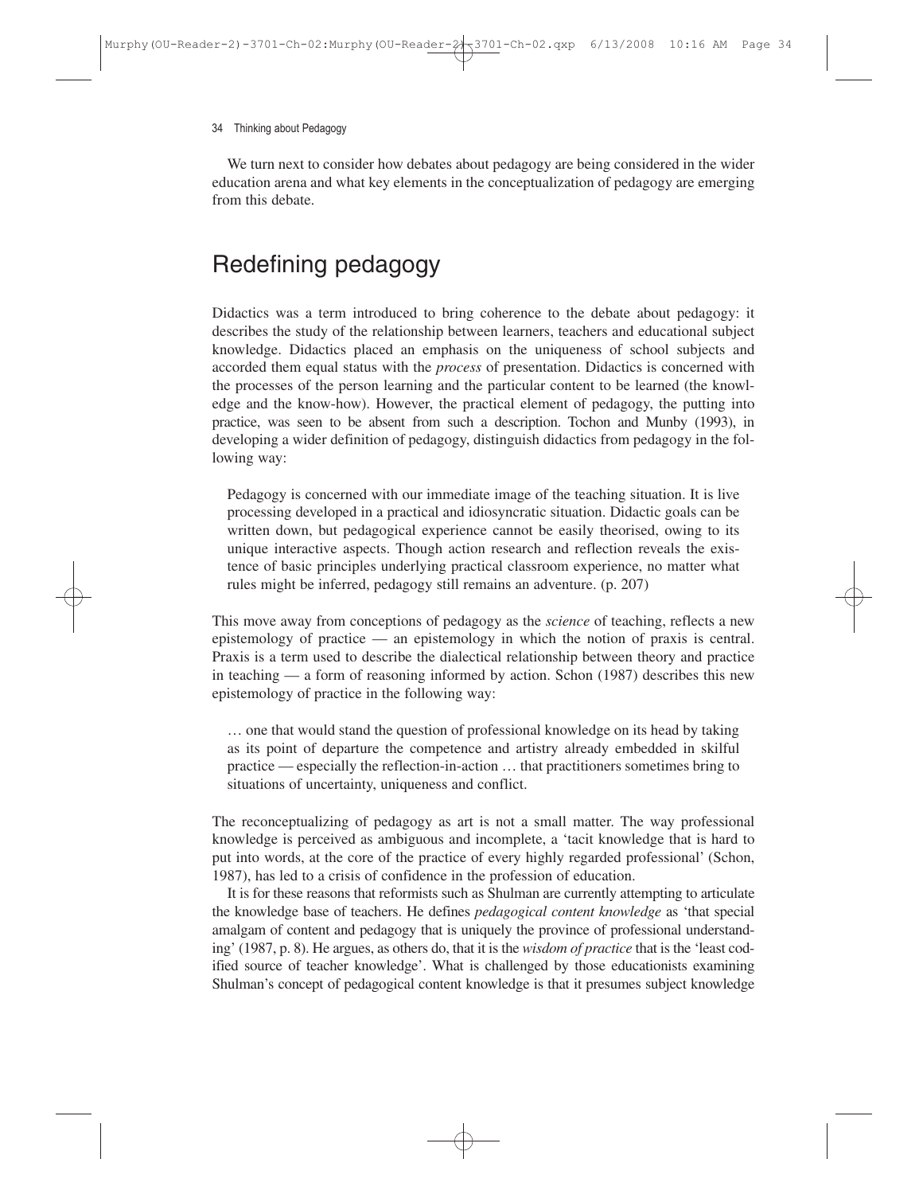We turn next to consider how debates about pedagogy are being considered in the wider education arena and what key elements in the conceptualization of pedagogy are emerging from this debate.

## Redefining pedagogy

Didactics was a term introduced to bring coherence to the debate about pedagogy: it describes the study of the relationship between learners, teachers and educational subject knowledge. Didactics placed an emphasis on the uniqueness of school subjects and accorded them equal status with the *process* of presentation. Didactics is concerned with the processes of the person learning and the particular content to be learned (the knowledge and the know-how). However, the practical element of pedagogy, the putting into practice, was seen to be absent from such a description. Tochon and Munby (1993), in developing a wider definition of pedagogy, distinguish didactics from pedagogy in the following way:

> Pedagogy is concerned with our immediate image of the teaching situation. It is live processing developed in a practical and idiosyncratic situation. Didactic goals can be written down, but pedagogical experience cannot be easily theorised, owing to its unique interactive aspects. Though action research and reflection reveals the existence of basic principles underlying practical classroom experience, no matter what rules might be inferred, pedagogy still remains an adventure. (p. 207)

This move away from conceptions of pedagogy as the *science* of teaching, reflects a new epistemology of practice — an epistemology in which the notion of praxis is central. Praxis is a term used to describe the dialectical relationship between theory and practice in teaching — a form of reasoning informed by action. Schon (1987) describes this new epistemology of practice in the following way:

> … one that would stand the question of professional knowledge on its head by taking as its point of departure the competence and artistry already embedded in skilful practice — especially the reflection-in-action … that practitioners sometimes bring to situations of uncertainty, uniqueness and conflict.

The reconceptualizing of pedagogy as art is not a small matter. The way professional knowledge is perceived as ambiguous and incomplete, a 'tacit knowledge that is hard to put into words, at the core of the practice of every highly regarded professional' (Schon, 1987), has led to a crisis of confidence in the profession of education.

It is for these reasons that reformists such as Shulman are currently attempting to articulate the knowledge base of teachers. He defines *pedagogical content knowledge* as 'that special amalgam of content and pedagogy that is uniquely the province of professional understanding' (1987, p. 8). He argues, as others do, that it is the *wisdom of practice* that is the 'least codified source of teacher knowledge'. What is challenged by those educationists examining Shulman's concept of pedagogical content knowledge is that it presumes subject knowledge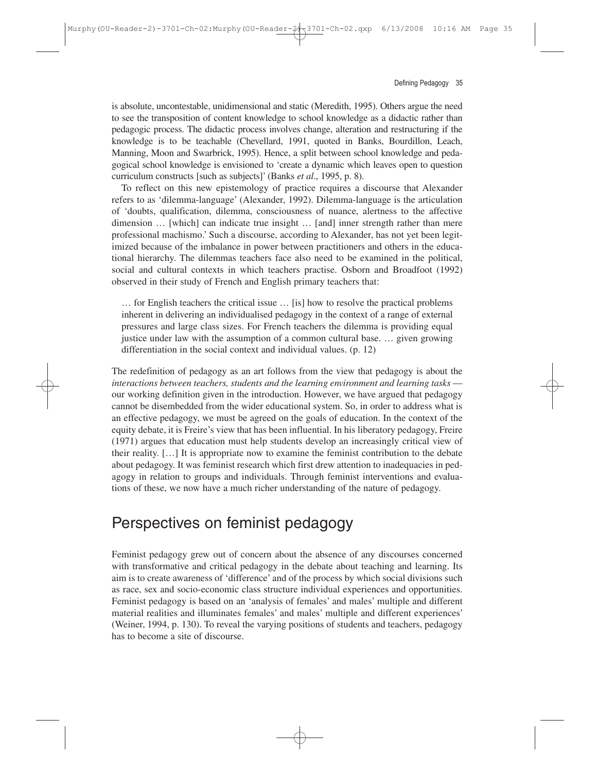is absolute, uncontestable, unidimensional and static (Meredith, 1995). Others argue the need to see the transposition of content knowledge to school knowledge as a didactic rather than pedagogic process. The didactic process involves change, alteration and restructuring if the knowledge is to be teachable (Chevellard, 1991, quoted in Banks, Bourdillon, Leach, Manning, Moon and Swarbrick, 1995). Hence, a split between school knowledge and pedagogical school knowledge is envisioned to 'create a dynamic which leaves open to question curriculum constructs [such as subjects]' (Banks *et al*., 1995, p. 8).

To reflect on this new epistemology of practice requires a discourse that Alexander refers to as 'dilemma-language' (Alexander, 1992). Dilemma-language is the articulation of 'doubts, qualification, dilemma, consciousness of nuance, alertness to the affective dimension … [which] can indicate true insight … [and] inner strength rather than mere professional machismo.' Such a discourse, according to Alexander, has not yet been legitimized because of the imbalance in power between practitioners and others in the educational hierarchy. The dilemmas teachers face also need to be examined in the political, social and cultural contexts in which teachers practise. Osborn and Broadfoot (1992) observed in their study of French and English primary teachers that:

> … for English teachers the critical issue … [is] how to resolve the practical problems inherent in delivering an individualised pedagogy in the context of a range of external pressures and large class sizes. For French teachers the dilemma is providing equal justice under law with the assumption of a common cultural base. … given growing differentiation in the social context and individual values. (p. 12)

The redefinition of pedagogy as an art follows from the view that pedagogy is about the *interactions between teachers, students and the learning environment and learning tasks* — our working definition given in the introduction. However, we have argued that pedagogy cannot be disembedded from the wider educational system. So, in order to address what is an effective pedagogy, we must be agreed on the goals of education. In the context of the equity debate, it is Freire's view that has been influential. In his liberatory pedagogy, Freire (1971) argues that education must help students develop an increasingly critical view of their reality. […] It is appropriate now to examine the feminist contribution to the debate about pedagogy. It was feminist research which first drew attention to inadequacies in pedagogy in relation to groups and individuals. Through feminist interventions and evaluations of these, we now have a much richer understanding of the nature of pedagogy.

## Perspectives on feminist pedagogy

Feminist pedagogy grew out of concern about the absence of any discourses concerned with transformative and critical pedagogy in the debate about teaching and learning. Its aim is to create awareness of 'difference' and of the process by which social divisions such as race, sex and socio-economic class structure individual experiences and opportunities. Feminist pedagogy is based on an 'analysis of females' and males' multiple and different material realities and illuminates females' and males' multiple and different experiences' (Weiner, 1994, p. 130). To reveal the varying positions of students and teachers, pedagogy has to become a site of discourse.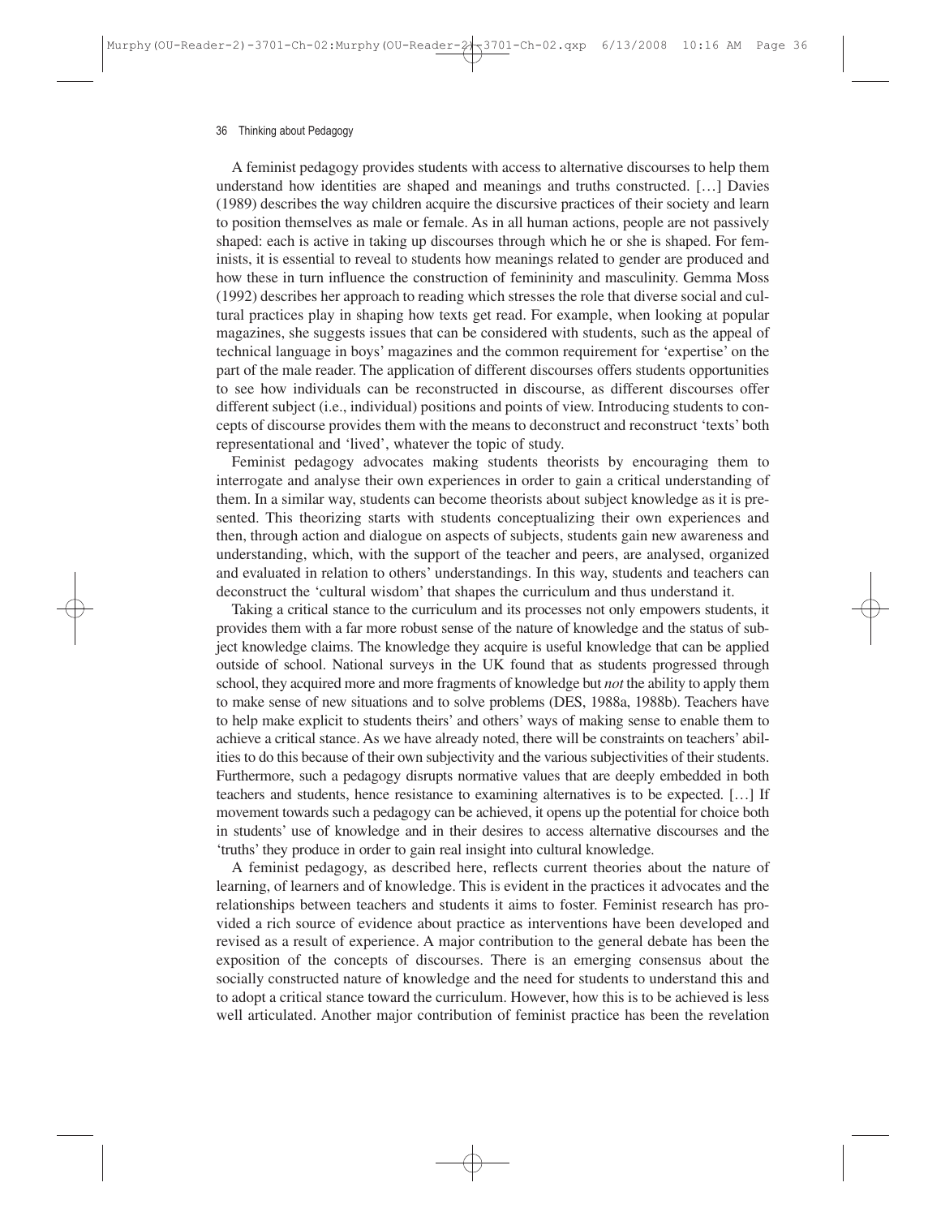A feminist pedagogy provides students with access to alternative discourses to help them understand how identities are shaped and meanings and truths constructed. […] Davies (1989) describes the way children acquire the discursive practices of their society and learn to position themselves as male or female. As in all human actions, people are not passively shaped: each is active in taking up discourses through which he or she is shaped. For feminists, it is essential to reveal to students how meanings related to gender are produced and how these in turn influence the construction of femininity and masculinity. Gemma Moss (1992) describes her approach to reading which stresses the role that diverse social and cultural practices play in shaping how texts get read. For example, when looking at popular magazines, she suggests issues that can be considered with students, such as the appeal of technical language in boys' magazines and the common requirement for 'expertise' on the part of the male reader. The application of different discourses offers students opportunities to see how individuals can be reconstructed in discourse, as different discourses offer different subject (i.e., individual) positions and points of view. Introducing students to concepts of discourse provides them with the means to deconstruct and reconstruct 'texts' both representational and 'lived', whatever the topic of study.

Feminist pedagogy advocates making students theorists by encouraging them to interrogate and analyse their own experiences in order to gain a critical understanding of them. In a similar way, students can become theorists about subject knowledge as it is presented. This theorizing starts with students conceptualizing their own experiences and then, through action and dialogue on aspects of subjects, students gain new awareness and understanding, which, with the support of the teacher and peers, are analysed, organized and evaluated in relation to others' understandings. In this way, students and teachers can deconstruct the 'cultural wisdom' that shapes the curriculum and thus understand it.

Taking a critical stance to the curriculum and its processes not only empowers students, it provides them with a far more robust sense of the nature of knowledge and the status of subject knowledge claims. The knowledge they acquire is useful knowledge that can be applied outside of school. National surveys in the UK found that as students progressed through school, they acquired more and more fragments of knowledge but *not* the ability to apply them to make sense of new situations and to solve problems (DES, 1988a, 1988b). Teachers have to help make explicit to students theirs' and others' ways of making sense to enable them to achieve a critical stance. As we have already noted, there will be constraints on teachers' abilities to do this because of their own subjectivity and the various subjectivities of their students. Furthermore, such a pedagogy disrupts normative values that are deeply embedded in both teachers and students, hence resistance to examining alternatives is to be expected. […] If movement towards such a pedagogy can be achieved, it opens up the potential for choice both in students' use of knowledge and in their desires to access alternative discourses and the 'truths' they produce in order to gain real insight into cultural knowledge.

A feminist pedagogy, as described here, reflects current theories about the nature of learning, of learners and of knowledge. This is evident in the practices it advocates and the relationships between teachers and students it aims to foster. Feminist research has provided a rich source of evidence about practice as interventions have been developed and revised as a result of experience. A major contribution to the general debate has been the exposition of the concepts of discourses. There is an emerging consensus about the socially constructed nature of knowledge and the need for students to understand this and to adopt a critical stance toward the curriculum. However, how this is to be achieved is less well articulated. Another major contribution of feminist practice has been the revelation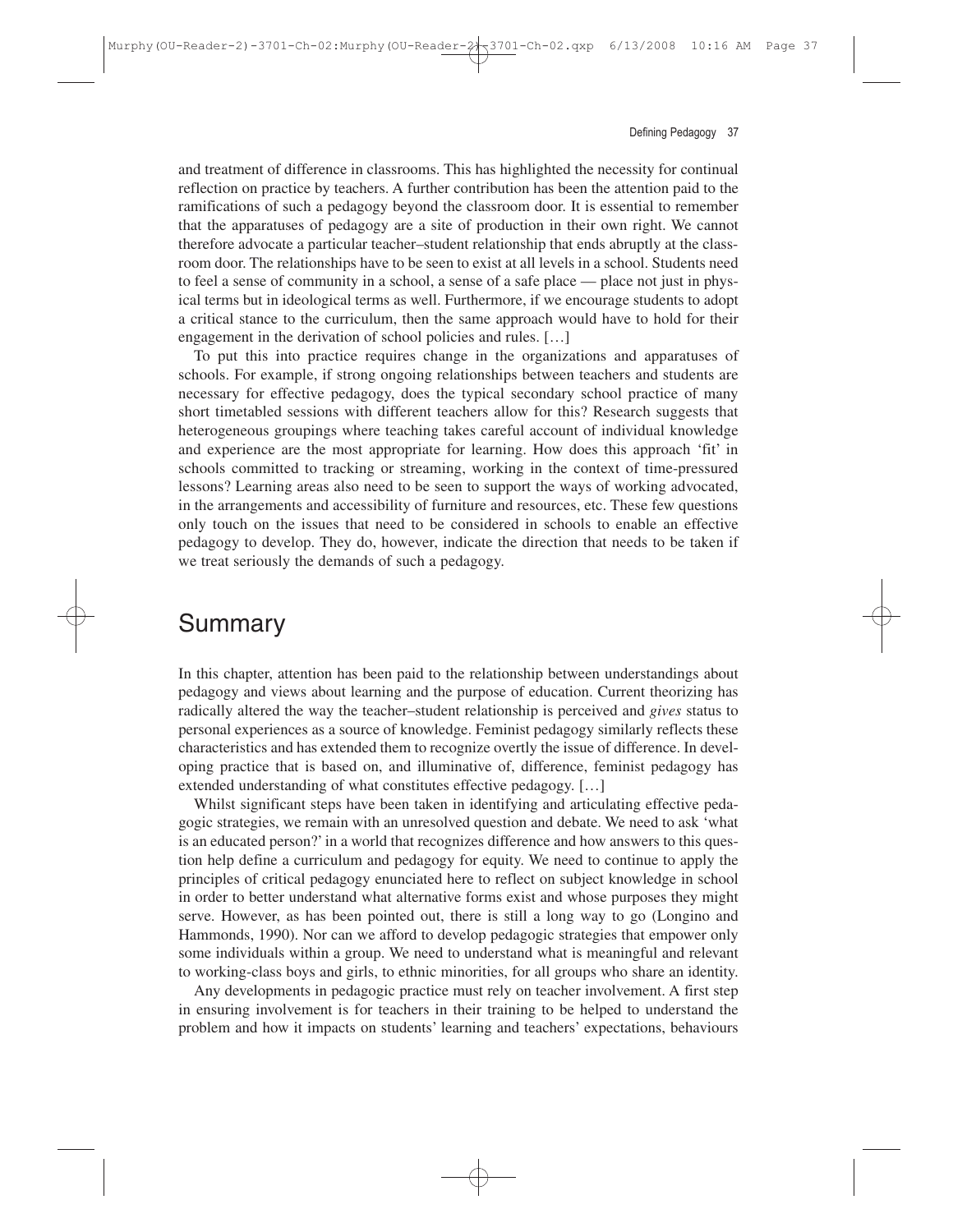and treatment of difference in classrooms. This has highlighted the necessity for continual reflection on practice by teachers. A further contribution has been the attention paid to the ramifications of such a pedagogy beyond the classroom door. It is essential to remember that the apparatuses of pedagogy are a site of production in their own right. We cannot therefore advocate a particular teacher–student relationship that ends abruptly at the classroom door. The relationships have to be seen to exist at all levels in a school. Students need to feel a sense of community in a school, a sense of a safe place — place not just in physical terms but in ideological terms as well. Furthermore, if we encourage students to adopt a critical stance to the curriculum, then the same approach would have to hold for their engagement in the derivation of school policies and rules. […]

To put this into practice requires change in the organizations and apparatuses of schools. For example, if strong ongoing relationships between teachers and students are necessary for effective pedagogy, does the typical secondary school practice of many short timetabled sessions with different teachers allow for this? Research suggests that heterogeneous groupings where teaching takes careful account of individual knowledge and experience are the most appropriate for learning. How does this approach 'fit' in schools committed to tracking or streaming, working in the context of time-pressured lessons? Learning areas also need to be seen to support the ways of working advocated, in the arrangements and accessibility of furniture and resources, etc. These few questions only touch on the issues that need to be considered in schools to enable an effective pedagogy to develop. They do, however, indicate the direction that needs to be taken if we treat seriously the demands of such a pedagogy.

## Summary

In this chapter, attention has been paid to the relationship between understandings about pedagogy and views about learning and the purpose of education. Current theorizing has radically altered the way the teacher–student relationship is perceived and *gives* status to personal experiences as a source of knowledge. Feminist pedagogy similarly reflects these characteristics and has extended them to recognize overtly the issue of difference. In developing practice that is based on, and illuminative of, difference, feminist pedagogy has extended understanding of what constitutes effective pedagogy. […]

Whilst significant steps have been taken in identifying and articulating effective pedagogic strategies, we remain with an unresolved question and debate. We need to ask 'what is an educated person?' in a world that recognizes difference and how answers to this question help define a curriculum and pedagogy for equity. We need to continue to apply the principles of critical pedagogy enunciated here to reflect on subject knowledge in school in order to better understand what alternative forms exist and whose purposes they might serve. However, as has been pointed out, there is still a long way to go (Longino and Hammonds, 1990). Nor can we afford to develop pedagogic strategies that empower only some individuals within a group. We need to understand what is meaningful and relevant to working-class boys and girls, to ethnic minorities, for all groups who share an identity.

Any developments in pedagogic practice must rely on teacher involvement. A first step in ensuring involvement is for teachers in their training to be helped to understand the problem and how it impacts on students' learning and teachers' expectations, behaviours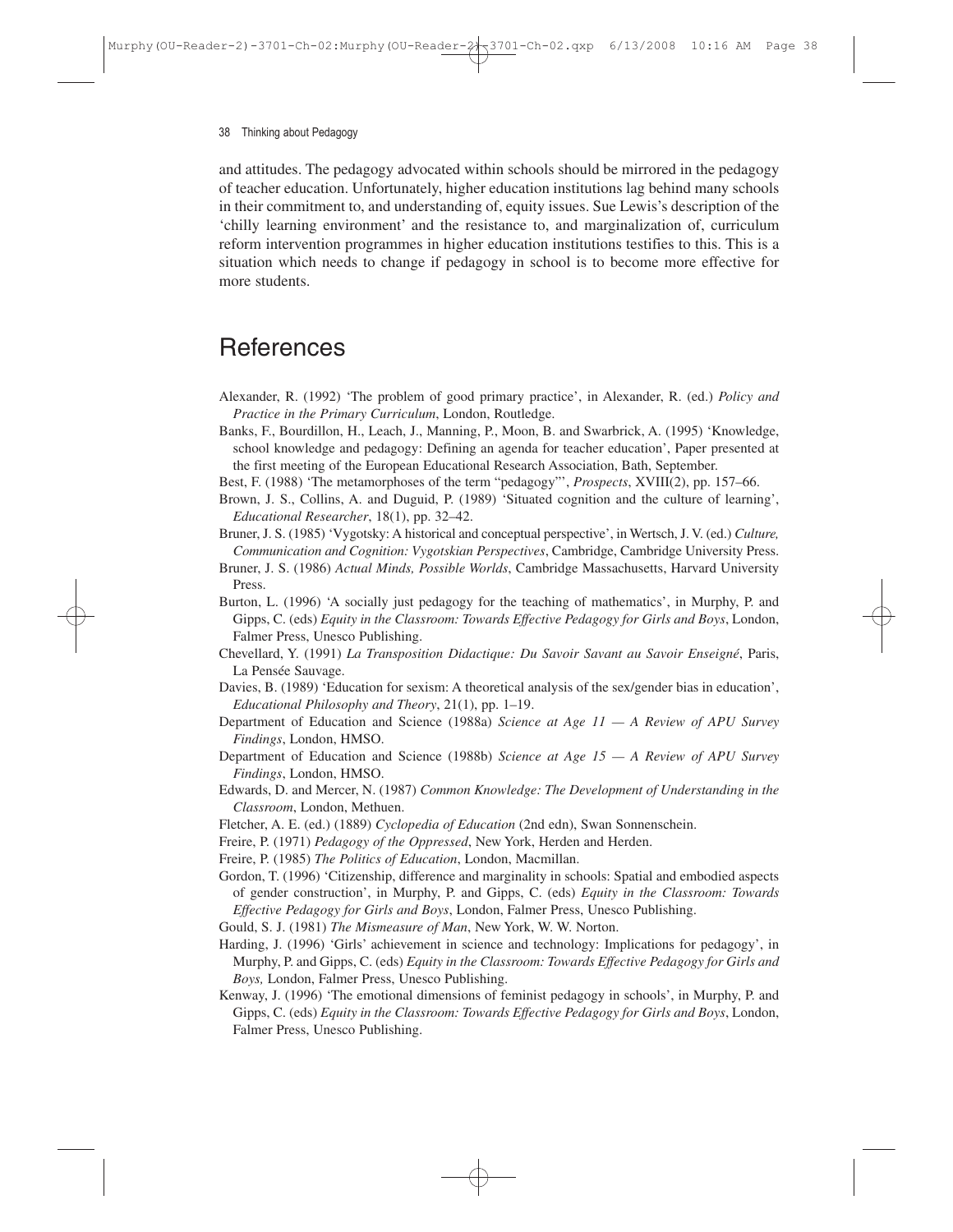and attitudes. The pedagogy advocated within schools should be mirrored in the pedagogy of teacher education. Unfortunately, higher education institutions lag behind many schools in their commitment to, and understanding of, equity issues. Sue Lewis's description of the 'chilly learning environment' and the resistance to, and marginalization of, curriculum reform intervention programmes in higher education institutions testifies to this. This is a situation which needs to change if pedagogy in school is to become more effective for more students.

## References

Alexander, R. (1992) 'The problem of good primary practice', in Alexander, R. (ed.) *Policy and Practice in the Primary Curriculum*, London, Routledge.

Banks, F., Bourdillon, H., Leach, J., Manning, P., Moon, B. and Swarbrick, A. (1995) 'Knowledge, school knowledge and pedagogy: Defining an agenda for teacher education', Paper presented at the first meeting of the European Educational Research Association, Bath, September.

Best, F. (1988) 'The metamorphoses of the term "pedagogy"', *Prospects*, XVIII(2), pp. 157–66.

Brown, J. S., Collins, A. and Duguid, P. (1989) 'Situated cognition and the culture of learning', *Educational Researcher*, 18(1), pp. 32–42.

Bruner, J. S. (1985) 'Vygotsky: A historical and conceptual perspective', in Wertsch, J. V. (ed.) *Culture, Communication and Cognition: Vygotskian Perspectives*, Cambridge, Cambridge University Press.

Bruner, J. S. (1986) *Actual Minds, Possible Worlds*, Cambridge Massachusetts, Harvard University Press.

Burton, L. (1996) 'A socially just pedagogy for the teaching of mathematics', in Murphy, P. and Gipps, C. (eds) *Equity in the Classroom: Towards Effective Pedagogy for Girls and Boys*, London, Falmer Press, Unesco Publishing.

Chevellard, Y. (1991) *La Transposition Didactique: Du Savoir Savant au Savoir Enseigné*, Paris, La Pensée Sauvage.

Davies, B. (1989) 'Education for sexism: A theoretical analysis of the sex/gender bias in education', *Educational Philosophy and Theory*, 21(1), pp. 1–19.

Department of Education and Science (1988a) *Science at Age 11 — A Review of APU Survey Findings*, London, HMSO.

Department of Education and Science (1988b) *Science at Age 15 — A Review of APU Survey Findings*, London, HMSO.

Edwards, D. and Mercer, N. (1987) *Common Knowledge: The Development of Understanding in the Classroom*, London, Methuen.

Fletcher, A. E. (ed.) (1889) *Cyclopedia of Education* (2nd edn), Swan Sonnenschein.

Freire, P. (1971) *Pedagogy of the Oppressed*, New York, Herden and Herden.

Freire, P. (1985) *The Politics of Education*, London, Macmillan.

Gordon, T. (1996) 'Citizenship, difference and marginality in schools: Spatial and embodied aspects of gender construction', in Murphy, P. and Gipps, C. (eds) *Equity in the Classroom: Towards Effective Pedagogy for Girls and Boys*, London, Falmer Press, Unesco Publishing.

Gould, S. J. (1981) *The Mismeasure of Man*, New York, W. W. Norton.

Harding, J. (1996) 'Girls' achievement in science and technology: Implications for pedagogy', in Murphy, P. and Gipps, C. (eds) *Equity in the Classroom: Towards Effective Pedagogy for Girls and Boys,* London, Falmer Press, Unesco Publishing.

Kenway, J. (1996) 'The emotional dimensions of feminist pedagogy in schools', in Murphy, P. and Gipps, C. (eds) *Equity in the Classroom: Towards Effective Pedagogy for Girls and Boys*, London, Falmer Press, Unesco Publishing.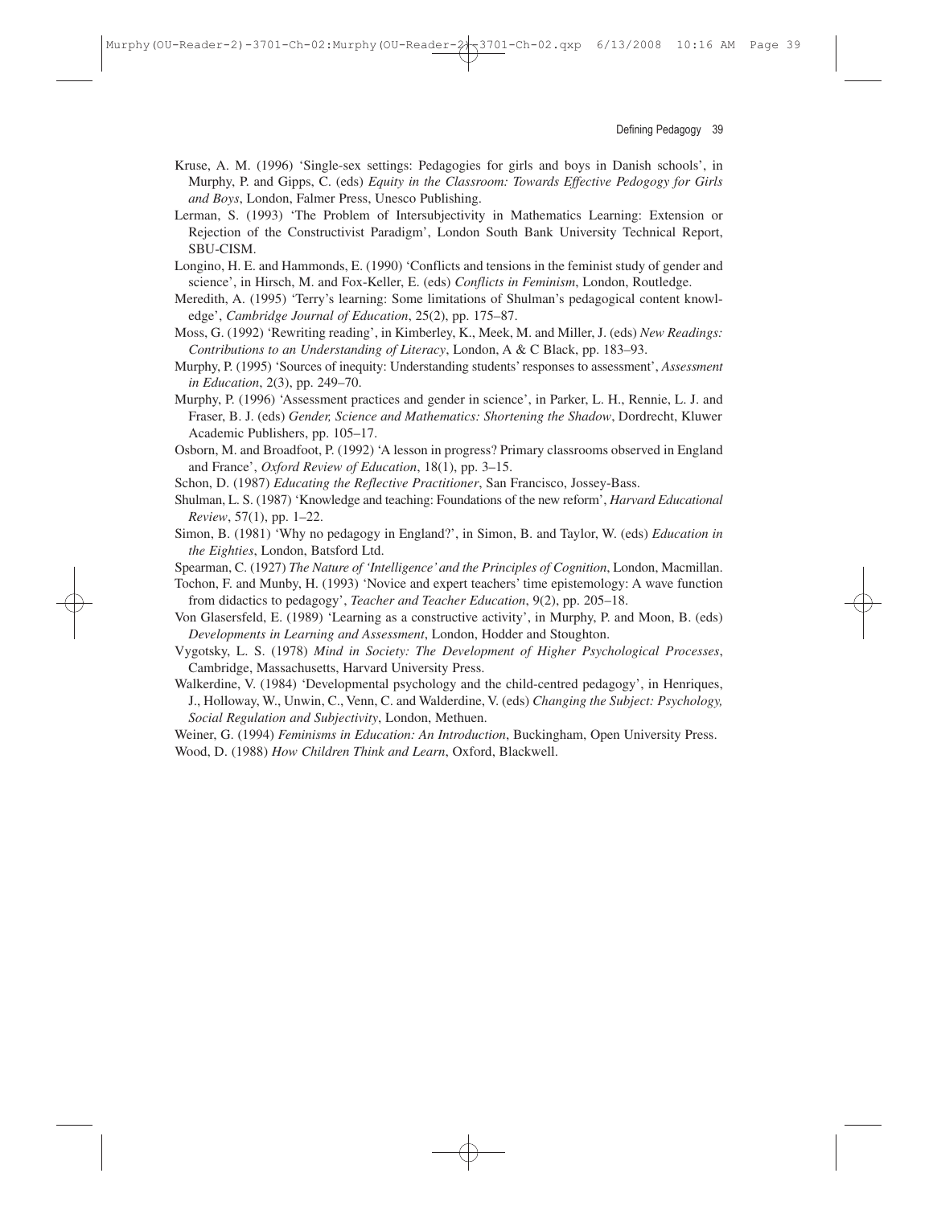Kruse, A. M. (1996) 'Single-sex settings: Pedagogies for girls and boys in Danish schools', in Murphy, P. and Gipps, C. (eds) *Equity in the Classroom: Towards Effective Pedogogy for Girls and Boys*, London, Falmer Press, Unesco Publishing.

Lerman, S. (1993) 'The Problem of Intersubjectivity in Mathematics Learning: Extension or Rejection of the Constructivist Paradigm', London South Bank University Technical Report, SBU-CISM.

Longino, H. E. and Hammonds, E. (1990) 'Conflicts and tensions in the feminist study of gender and science', in Hirsch, M. and Fox-Keller, E. (eds) *Conflicts in Feminism*, London, Routledge.

Meredith, A. (1995) 'Terry's learning: Some limitations of Shulman's pedagogical content knowledge', *Cambridge Journal of Education*, 25(2), pp. 175–87.

Moss, G. (1992) 'Rewriting reading', in Kimberley, K., Meek, M. and Miller, J. (eds) *New Readings: Contributions to an Understanding of Literacy*, London, A & C Black, pp. 183–93.

Murphy, P. (1995) 'Sources of inequity: Understanding students' responses to assessment', *Assessment in Education*, 2(3), pp. 249–70.

Murphy, P. (1996) 'Assessment practices and gender in science', in Parker, L. H., Rennie, L. J. and Fraser, B. J. (eds) *Gender, Science and Mathematics: Shortening the Shadow*, Dordrecht, Kluwer Academic Publishers, pp. 105–17.

Osborn, M. and Broadfoot, P. (1992) 'A lesson in progress? Primary classrooms observed in England and France', *Oxford Review of Education*, 18(1), pp. 3–15.

Schon, D. (1987) *Educating the Reflective Practitioner*, San Francisco, Jossey-Bass.

Shulman, L. S. (1987) 'Knowledge and teaching: Foundations of the new reform', *Harvard Educational Review*, 57(1), pp. 1–22.

Simon, B. (1981) 'Why no pedagogy in England?', in Simon, B. and Taylor, W. (eds) *Education in the Eighties*, London, Batsford Ltd.

Spearman, C. (1927) *The Nature of 'Intelligence' and the Principles of Cognition*, London, Macmillan.

Tochon, F. and Munby, H. (1993) 'Novice and expert teachers' time epistemology: A wave function from didactics to pedagogy', *Teacher and Teacher Education*, 9(2), pp. 205–18.

Von Glasersfeld, E. (1989) 'Learning as a constructive activity', in Murphy, P. and Moon, B. (eds) *Developments in Learning and Assessment*, London, Hodder and Stoughton.

Vygotsky, L. S. (1978) *Mind in Society: The Development of Higher Psychological Processes*, Cambridge, Massachusetts, Harvard University Press.

Walkerdine, V. (1984) 'Developmental psychology and the child-centred pedagogy', in Henriques, J., Holloway, W., Unwin, C., Venn, C. and Walderdine, V. (eds) *Changing the Subject: Psychology, Social Regulation and Subjectivity*, London, Methuen.

Weiner, G. (1994) *Feminisms in Education: An Introduction*, Buckingham, Open University Press.

Wood, D. (1988) *How Children Think and Learn*, Oxford, Blackwell.